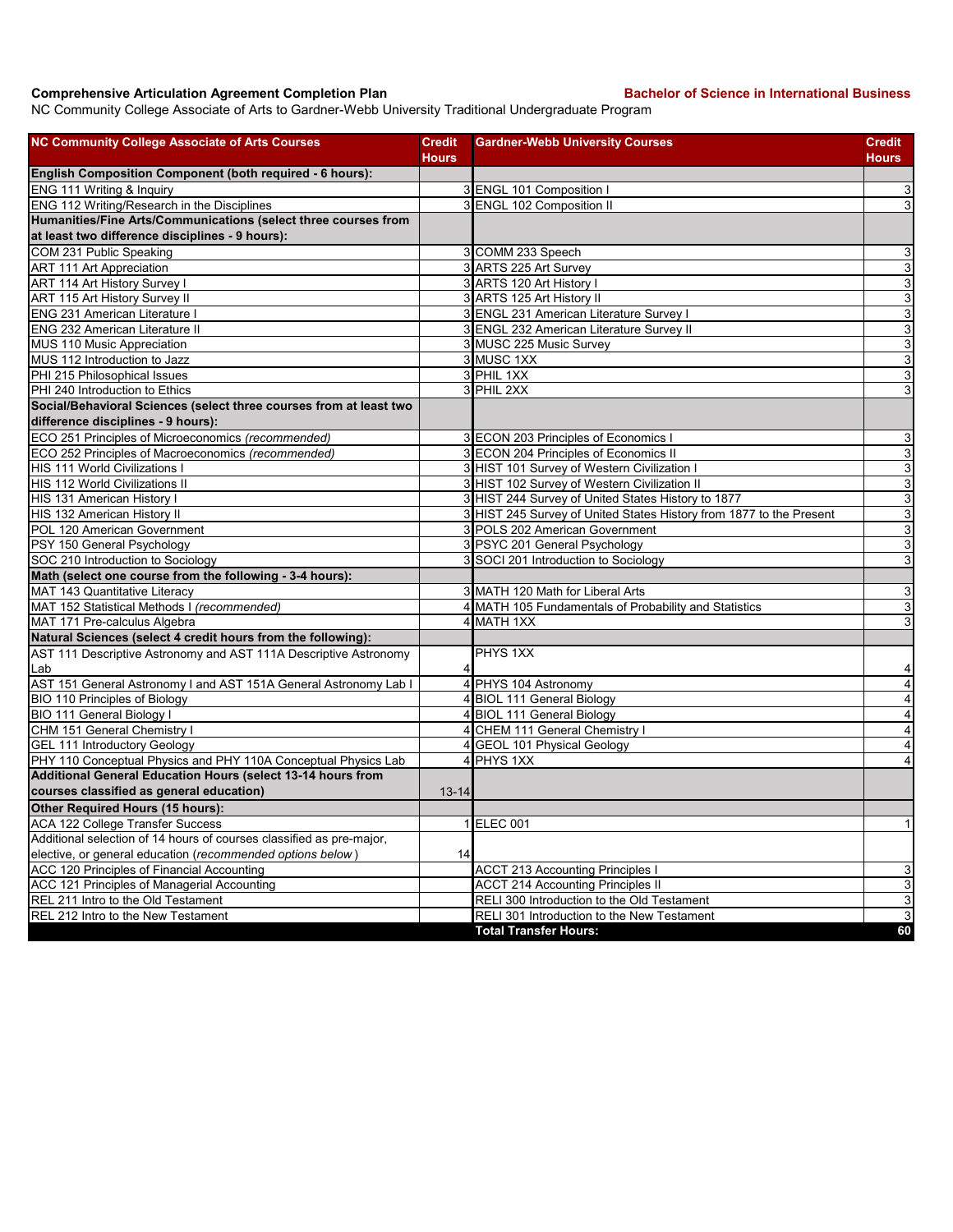**Comprehensive Articulation Agreement Completion Plan** **Bachelor of Science in International Business**

NC Community College Associate of Arts to Gardner-Webb University Traditional Undergraduate Program

| NC Community College Associate of Arts Courses | Credit Hours | Gardner-Webb University Courses | Credit Hours |
|---|---|---|---|
| **English Composition Component (both required - 6 hours):** | | | |
| ENG 111 Writing & Inquiry | 3 | ENGL 101 Composition I | 3 |
| ENG 112 Writing/Research in the Disciplines | 3 | ENGL 102 Composition II | 3 |
| **Humanities/Fine Arts/Communications (select three courses from at least two difference disciplines - 9 hours):** | | | |
| COM 231 Public Speaking | 3 | COMM 233 Speech | 3 |
| ART 111 Art Appreciation | 3 | ARTS 225 Art Survey | 3 |
| ART 114 Art History Survey I | 3 | ARTS 120 Art History I | 3 |
| ART 115 Art History Survey II | 3 | ARTS 125 Art History II | 3 |
| ENG 231 American Literature I | 3 | ENGL 231 American Literature Survey I | 3 |
| ENG 232 American Literature II | 3 | ENGL 232 American Literature Survey II | 3 |
| MUS 110 Music Appreciation | 3 | MUSC 225 Music Survey | 3 |
| MUS 112 Introduction to Jazz | 3 | MUSC 1XX | 3 |
| PHI 215 Philosophical Issues | 3 | PHIL 1XX | 3 |
| PHI 240 Introduction to Ethics | 3 | PHIL 2XX | 3 |
| **Social/Behavioral Sciences (select three courses from at least two difference disciplines - 9 hours):** | | | |
| ECO 251 Principles of Microeconomics *(recommended)* | 3 | ECON 203 Principles of Economics I | 3 |
| ECO 252 Principles of Macroeconomics *(recommended)* | 3 | ECON 204 Principles of Economics II | 3 |
| HIS 111 World Civilizations I | 3 | HIST 101 Survey of Western Civilization I | 3 |
| HIS 112 World Civilizations II | 3 | HIST 102 Survey of Western Civilization II | 3 |
| HIS 131 American History I | 3 | HIST 244 Survey of United States History to 1877 | 3 |
| HIS 132 American History II | 3 | HIST 245 Survey of United States History from 1877 to the Present | 3 |
| POL 120 American Government | 3 | POLS 202 American Government | 3 |
| PSY 150 General Psychology | 3 | PSYC 201 General Psychology | 3 |
| SOC 210 Introduction to Sociology | 3 | SOCI 201 Introduction to Sociology | 3 |
| **Math (select one course from the following - 3-4 hours):** | | | |
| MAT 143 Quantitative Literacy | 3 | MATH 120 Math for Liberal Arts | 3 |
| MAT 152 Statistical Methods I *(recommended)* | 4 | MATH 105 Fundamentals of Probability and Statistics | 3 |
| MAT 171 Pre-calculus Algebra | 4 | MATH 1XX | 3 |
| **Natural Sciences (select 4 credit hours from the following):** | | | |
| AST 111 Descriptive Astronomy and AST 111A Descriptive Astronomy Lab | 4 | PHYS 1XX | 4 |
| AST 151 General Astronomy I and AST 151A General Astronomy Lab I | 4 | PHYS 104 Astronomy | 4 |
| BIO 110 Principles of Biology | 4 | BIOL 111 General Biology | 4 |
| BIO 111 General Biology I | 4 | BIOL 111 General Biology | 4 |
| CHM 151 General Chemistry I | 4 | CHEM 111 General Chemistry I | 4 |
| GEL 111 Introductory Geology | 4 | GEOL 101 Physical Geology | 4 |
| PHY 110 Conceptual Physics and PHY 110A Conceptual Physics Lab | 4 | PHYS 1XX | 4 |
| **Additional General Education Hours (select 13-14 hours from courses classified as general education)** | 13-14 | | |
| **Other Required Hours (15 hours):** | | | |
| ACA 122 College Transfer Success | 1 | ELEC 001 | 1 |
| Additional selection of 14 hours of courses classified as pre-major, elective, or general education (*recommended options below*) | 14 | | |
| ACC 120 Principles of Financial Accounting | | ACCT 213 Accounting Principles I | 3 |
| ACC 121 Principles of Managerial Accounting | | ACCT 214 Accounting Principles II | 3 |
| REL 211 Intro to the Old Testament | | RELI 300 Introduction to the Old Testament | 3 |
| REL 212 Intro to the New Testament | | RELI 301 Introduction to the New Testament | 3 |
| | | **Total Transfer Hours:** | **60** |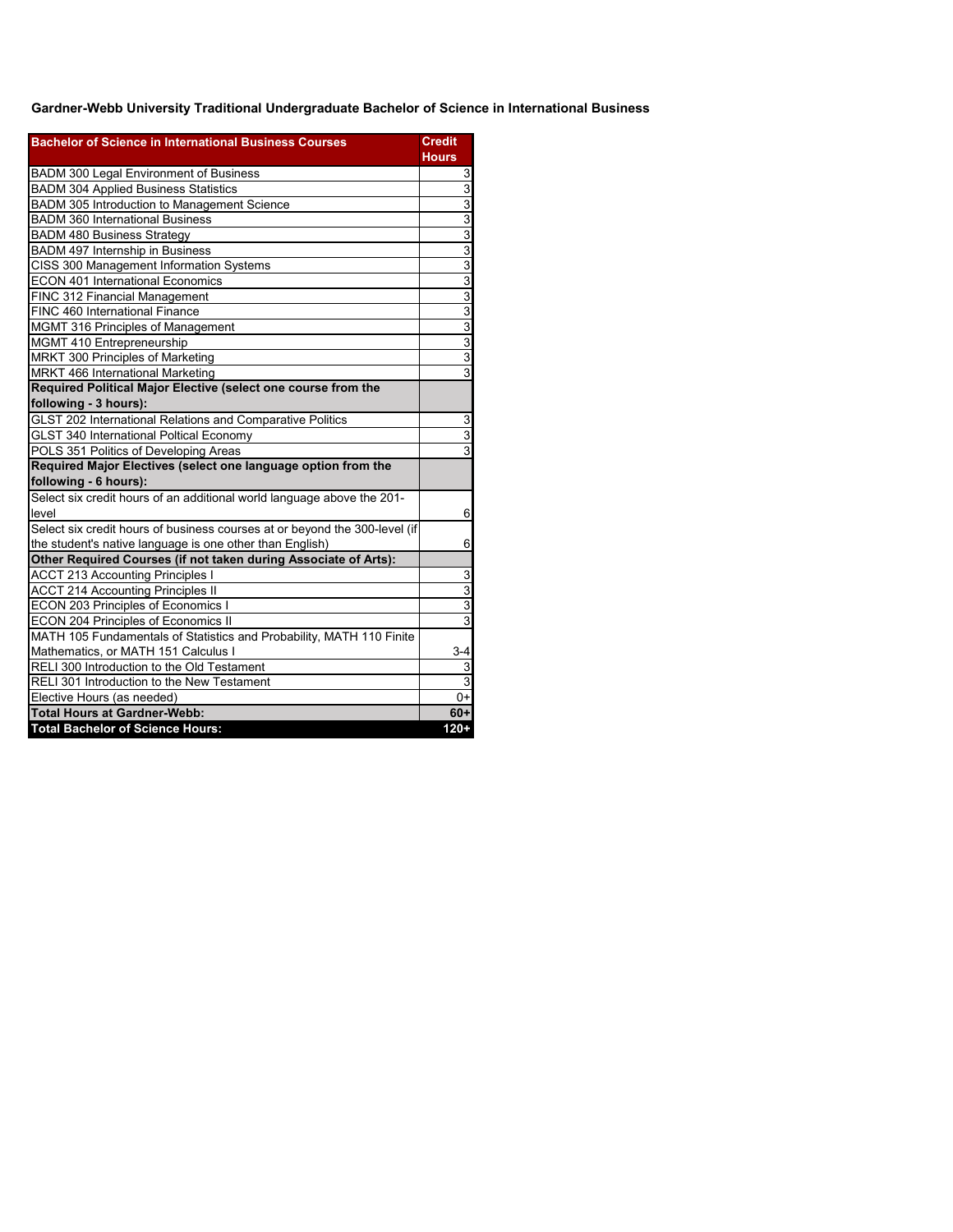**Gardner-Webb University Traditional Undergraduate Bachelor of Science in International Business**

| Bachelor of Science in International Business Courses | Credit Hours |
|---|---|
| BADM 300 Legal Environment of Business | 3 |
| BADM 304 Applied Business Statistics | 3 |
| BADM 305 Introduction to Management Science | 3 |
| BADM 360 International Business | 3 |
| BADM 480 Business Strategy | 3 |
| BADM 497 Internship in Business | 3 |
| CISS 300 Management Information Systems | 3 |
| ECON 401 International Economics | 3 |
| FINC 312 Financial Management | 3 |
| FINC 460 International Finance | 3 |
| MGMT 316 Principles of Management | 3 |
| MGMT 410 Entrepreneurship | 3 |
| MRKT 300 Principles of Marketing | 3 |
| MRKT 466 International Marketing | 3 |
| **Required Political Major Elective (select one course from the following - 3 hours):** | |
| GLST 202 International Relations and Comparative Politics | 3 |
| GLST 340 International Poltical Economy | 3 |
| POLS 351 Politics of Developing Areas | 3 |
| **Required Major Electives (select one language option from the following - 6 hours):** | |
| Select six credit hours of an additional world language above the 201-level | 6 |
| Select six credit hours of business courses at or beyond the 300-level (if the student's native language is one other than English) | 6 |
| **Other Required Courses (if not taken during Associate of Arts):** | |
| ACCT 213 Accounting Principles I | 3 |
| ACCT 214 Accounting Principles II | 3 |
| ECON 203 Principles of Economics I | 3 |
| ECON 204 Principles of Economics II | 3 |
| MATH 105 Fundamentals of Statistics and Probability, MATH 110 Finite Mathematics, or MATH 151 Calculus I | 3-4 |
| RELI 300 Introduction to the Old Testament | 3 |
| RELI 301 Introduction to the New Testament | 3 |
| Elective Hours (as needed) | 0+ |
| **Total Hours at Gardner-Webb:** | **60+** |
| **Total Bachelor of Science Hours:** | **120+** |